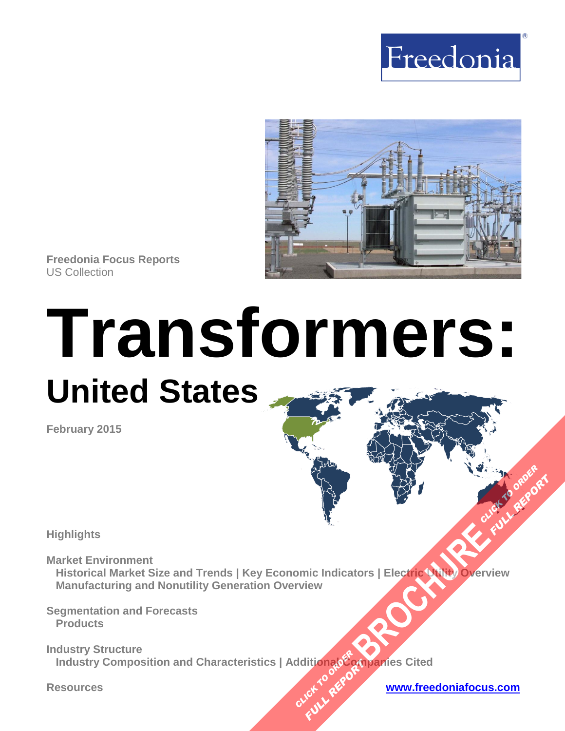Freedonia

Freedonia Focus Reports
US Collection

# Transformers:

## United States

February 2015

**Highlights**

**Market Environment**
Historical Market Size and Trends | Key Economic Indicators | Electric Utility Overview
Manufacturing and Nonutility Generation Overview

**Segmentation and Forecasts**
Products

**Industry Structure**
Industry Composition and Characteristics | Additional Companies Cited

**Resources**

www.freedoniafocus.com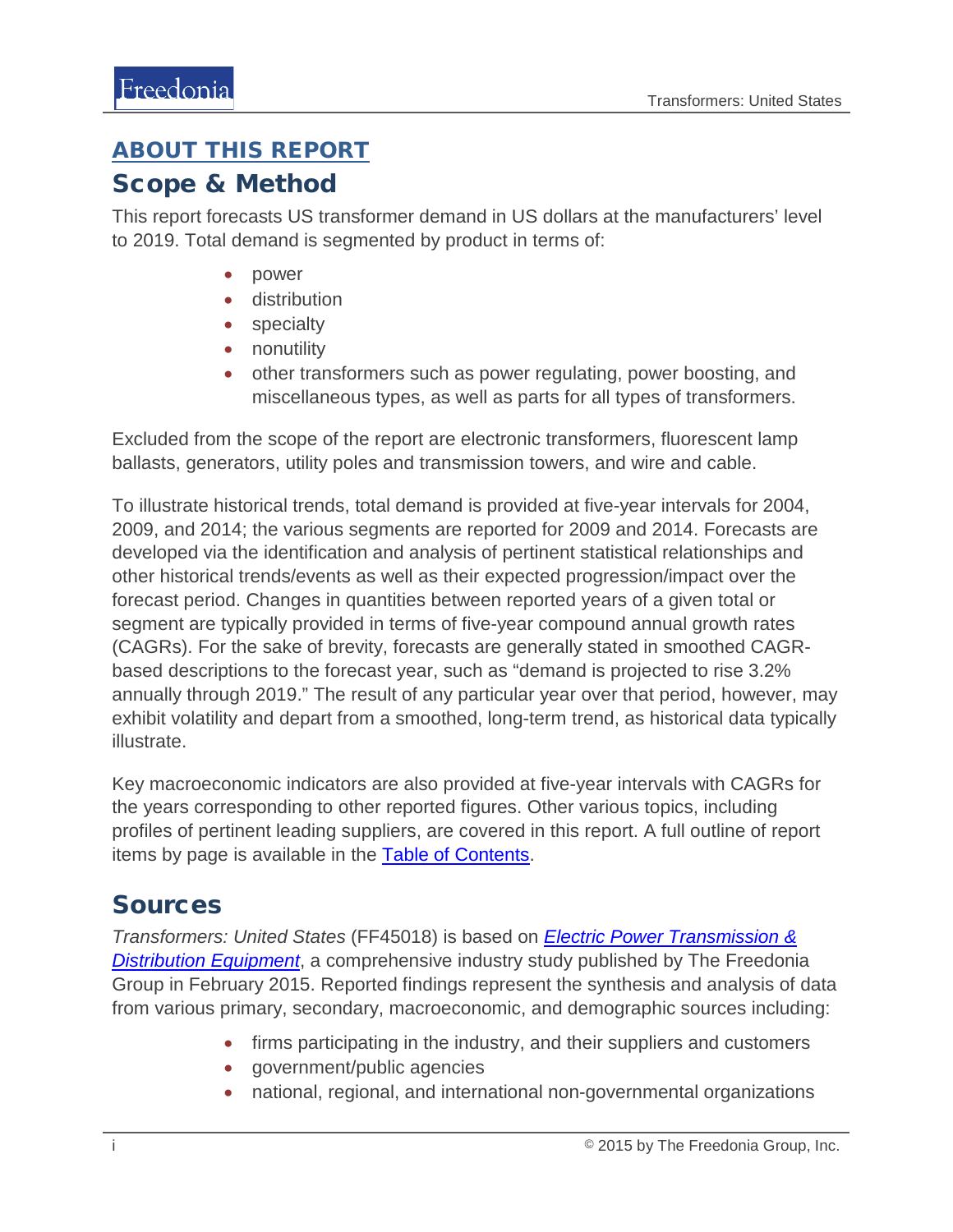# ABOUT THIS REPORT

## Scope & Method

This report forecasts US transformer demand in US dollars at the manufacturers' level to 2019. Total demand is segmented by product in terms of:

- power
- distribution
- specialty
- nonutility
- other transformers such as power regulating, power boosting, and miscellaneous types, as well as parts for all types of transformers.

Excluded from the scope of the report are electronic transformers, fluorescent lamp ballasts, generators, utility poles and transmission towers, and wire and cable.

To illustrate historical trends, total demand is provided at five-year intervals for 2004, 2009, and 2014; the various segments are reported for 2009 and 2014. Forecasts are developed via the identification and analysis of pertinent statistical relationships and other historical trends/events as well as their expected progression/impact over the forecast period. Changes in quantities between reported years of a given total or segment are typically provided in terms of five-year compound annual growth rates (CAGRs). For the sake of brevity, forecasts are generally stated in smoothed CAGR-based descriptions to the forecast year, such as "demand is projected to rise 3.2% annually through 2019." The result of any particular year over that period, however, may exhibit volatility and depart from a smoothed, long-term trend, as historical data typically illustrate.

Key macroeconomic indicators are also provided at five-year intervals with CAGRs for the years corresponding to other reported figures. Other various topics, including profiles of pertinent leading suppliers, are covered in this report. A full outline of report items by page is available in the Table of Contents.

## Sources

*Transformers: United States* (FF45018) is based on *Electric Power Transmission & Distribution Equipment*, a comprehensive industry study published by The Freedonia Group in February 2015. Reported findings represent the synthesis and analysis of data from various primary, secondary, macroeconomic, and demographic sources including:

- firms participating in the industry, and their suppliers and customers
- government/public agencies
- national, regional, and international non-governmental organizations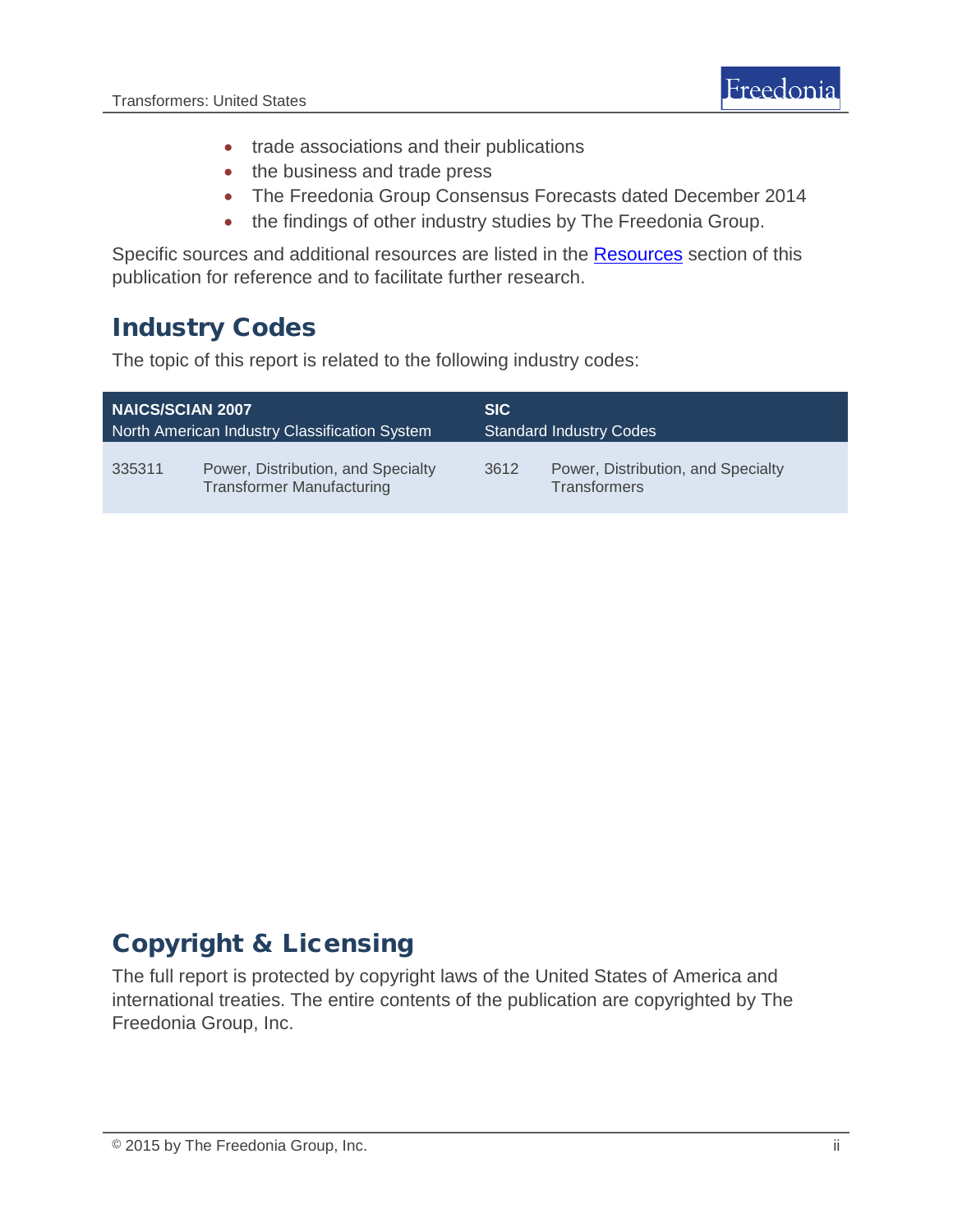- trade associations and their publications
- the business and trade press
- The Freedonia Group Consensus Forecasts dated December 2014
- the findings of other industry studies by The Freedonia Group.

Specific sources and additional resources are listed in the Resources section of this publication for reference and to facilitate further research.

## Industry Codes

The topic of this report is related to the following industry codes:

| **NAICS/SCIAN 2007** North American Industry Classification System | | **SIC** Standard Industry Codes | |
|---|---|---|---|
| 335311 | Power, Distribution, and Specialty Transformer Manufacturing | 3612 | Power, Distribution, and Specialty Transformers |

## Copyright & Licensing

The full report is protected by copyright laws of the United States of America and international treaties. The entire contents of the publication are copyrighted by The Freedonia Group, Inc.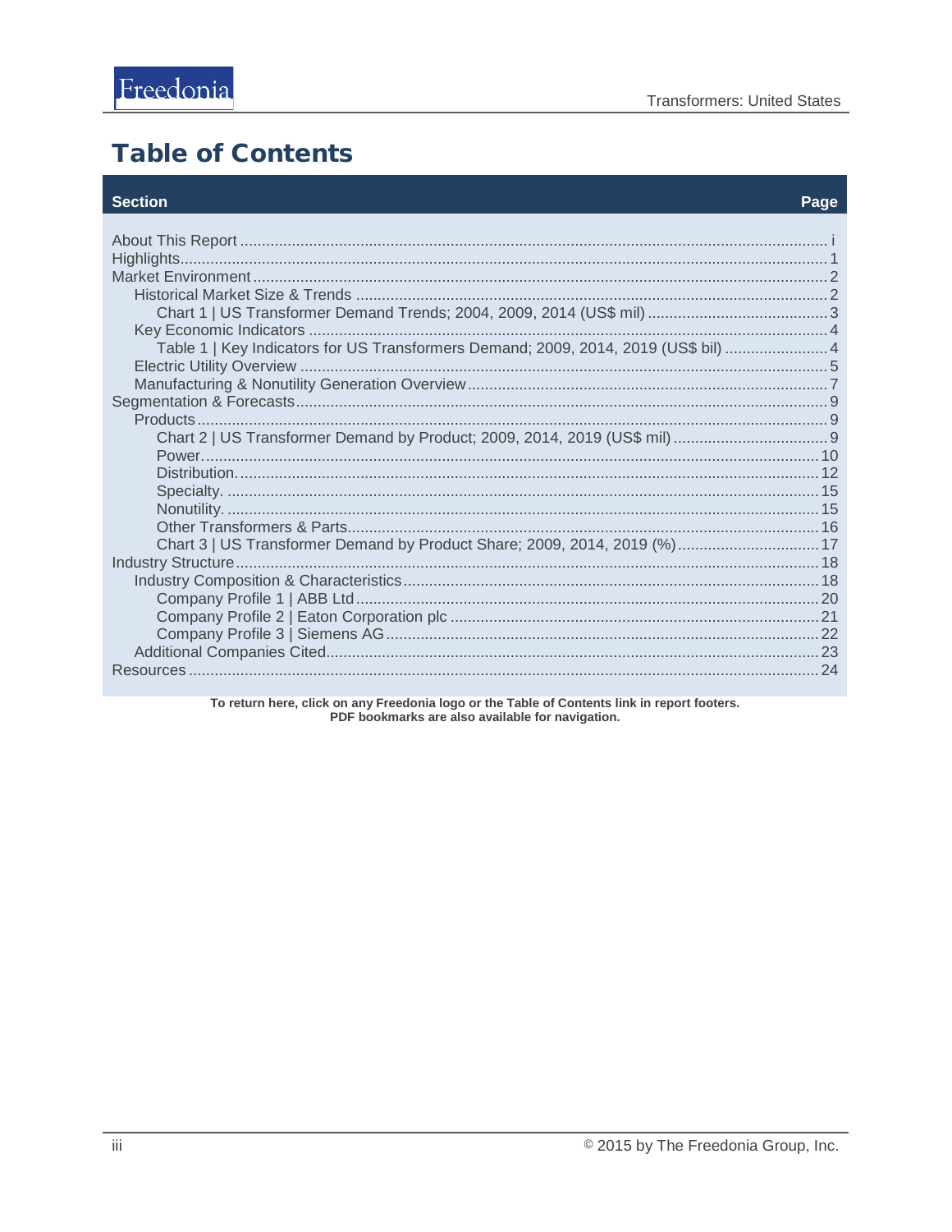# Table of Contents

| Section | Page |
|---|---|
| About This Report | i |
| Highlights | 1 |
| Market Environment | 2 |
| Historical Market Size & Trends | 2 |
| Chart 1 \| US Transformer Demand Trends; 2004, 2009, 2014 (US$ mil) | 3 |
| Key Economic Indicators | 4 |
| Table 1 \| Key Indicators for US Transformers Demand; 2009, 2014, 2019 (US$ bil) | 4 |
| Electric Utility Overview | 5 |
| Manufacturing & Nonutility Generation Overview | 7 |
| Segmentation & Forecasts | 9 |
| Products | 9 |
| Chart 2 \| US Transformer Demand by Product; 2009, 2014, 2019 (US$ mil) | 9 |
| Power. | 10 |
| Distribution. | 12 |
| Specialty. | 15 |
| Nonutility. | 15 |
| Other Transformers & Parts | 16 |
| Chart 3 \| US Transformer Demand by Product Share; 2009, 2014, 2019 (%) | 17 |
| Industry Structure | 18 |
| Industry Composition & Characteristics | 18 |
| Company Profile 1 \| ABB Ltd | 20 |
| Company Profile 2 \| Eaton Corporation plc | 21 |
| Company Profile 3 \| Siemens AG | 22 |
| Additional Companies Cited | 23 |
| Resources | 24 |

**To return here, click on any Freedonia logo or the Table of Contents link in report footers.**
**PDF bookmarks are also available for navigation.**